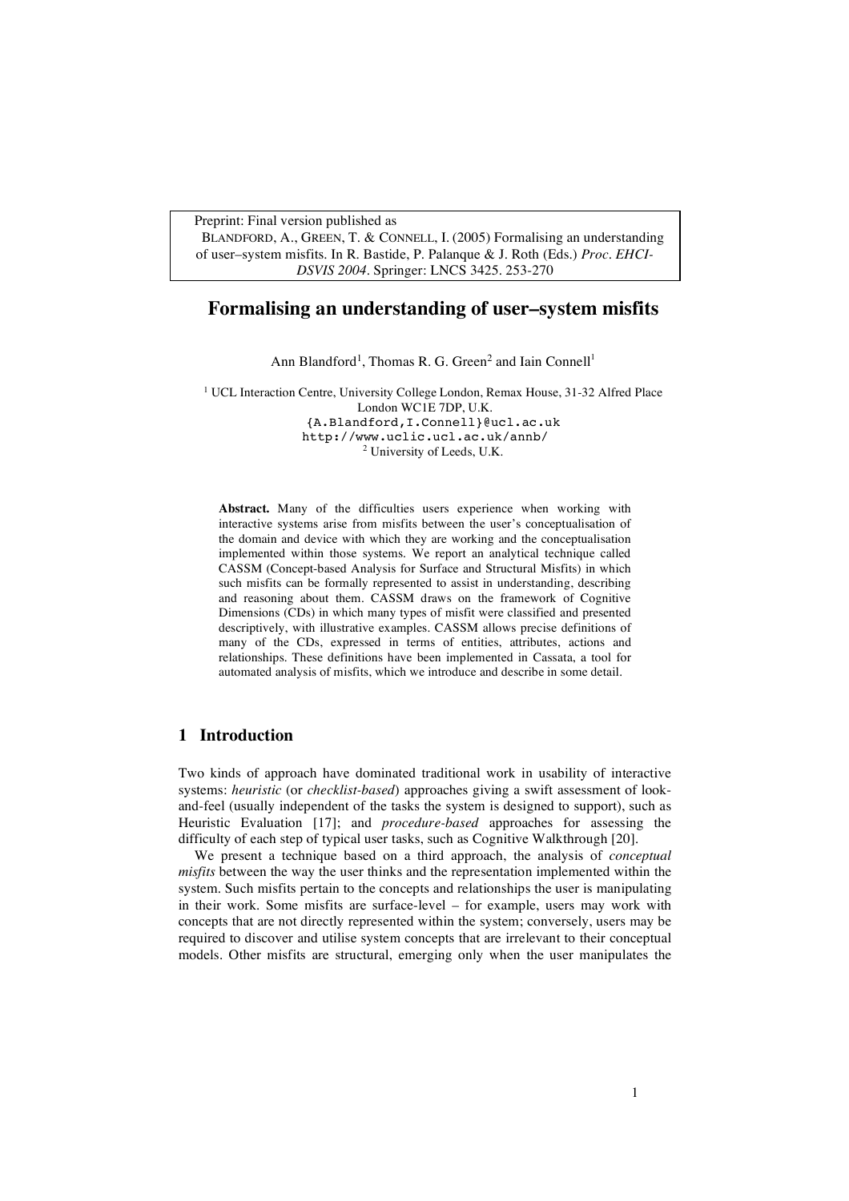Preprint: Final version published as
BLANDFORD, A., GREEN, T. & CONNELL, I. (2005) Formalising an understanding of user–system misfits. In R. Bastide, P. Palanque & J. Roth (Eds.) *Proc. EHCI-DSVIS 2004*. Springer: LNCS 3425. 253-270

# Formalising an understanding of user–system misfits

Ann Blandford[1], Thomas R. G. Green[2] and Iain Connell[1]

[1] UCL Interaction Centre, University College London, Remax House, 31-32 Alfred Place London WC1E 7DP, U.K.
{A.Blandford,I.Connell}@ucl.ac.uk
http://www.uclic.ucl.ac.uk/annb/
[2] University of Leeds, U.K.

**Abstract.** Many of the difficulties users experience when working with interactive systems arise from misfits between the user's conceptualisation of the domain and device with which they are working and the conceptualisation implemented within those systems. We report an analytical technique called CASSM (Concept-based Analysis for Surface and Structural Misfits) in which such misfits can be formally represented to assist in understanding, describing and reasoning about them. CASSM draws on the framework of Cognitive Dimensions (CDs) in which many types of misfit were classified and presented descriptively, with illustrative examples. CASSM allows precise definitions of many of the CDs, expressed in terms of entities, attributes, actions and relationships. These definitions have been implemented in Cassata, a tool for automated analysis of misfits, which we introduce and describe in some detail.

## 1 Introduction

Two kinds of approach have dominated traditional work in usability of interactive systems: *heuristic* (or *checklist-based*) approaches giving a swift assessment of look-and-feel (usually independent of the tasks the system is designed to support), such as Heuristic Evaluation [17]; and *procedure-based* approaches for assessing the difficulty of each step of typical user tasks, such as Cognitive Walkthrough [20].

We present a technique based on a third approach, the analysis of *conceptual misfits* between the way the user thinks and the representation implemented within the system. Such misfits pertain to the concepts and relationships the user is manipulating in their work. Some misfits are surface-level – for example, users may work with concepts that are not directly represented within the system; conversely, users may be required to discover and utilise system concepts that are irrelevant to their conceptual models. Other misfits are structural, emerging only when the user manipulates the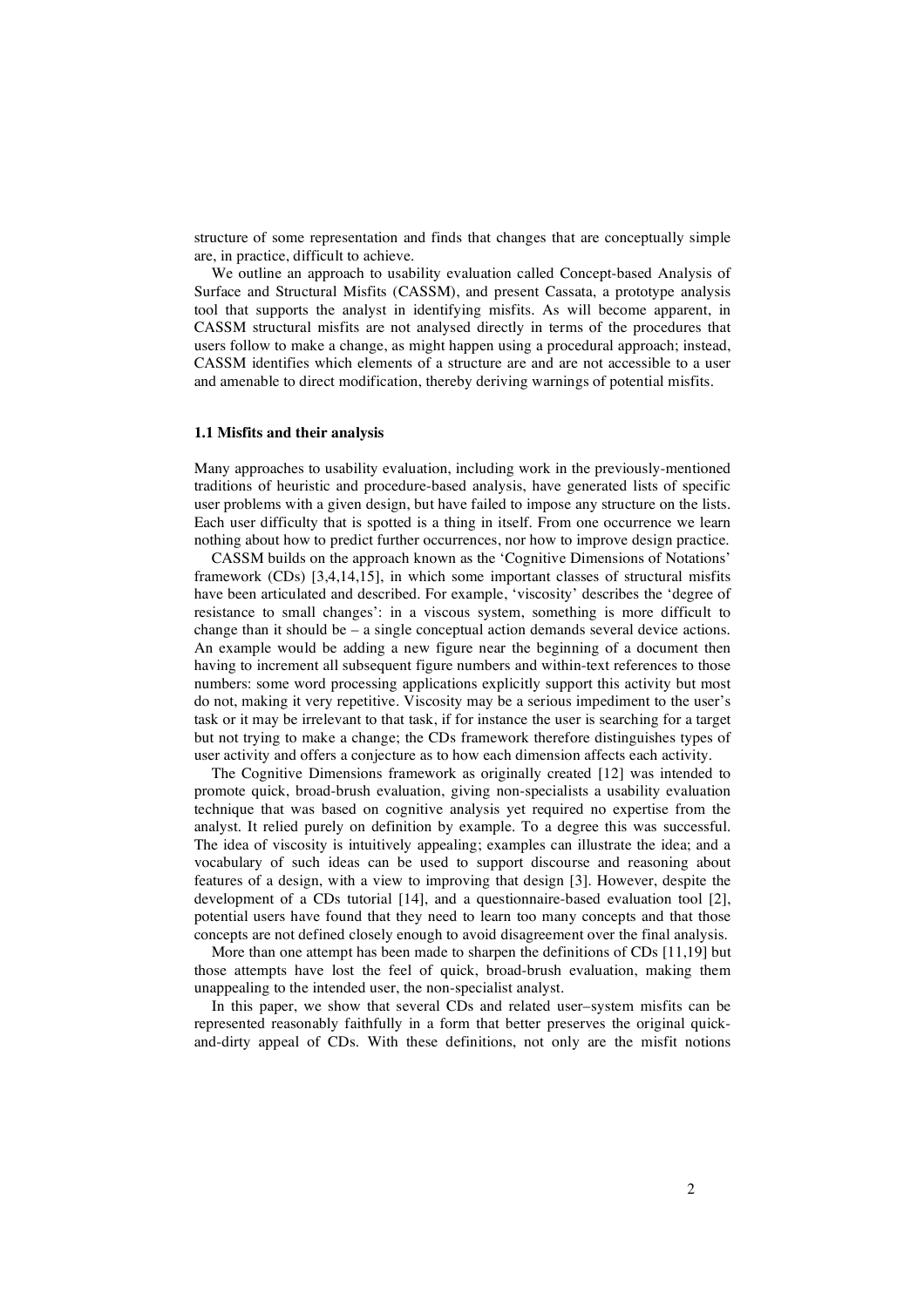structure of some representation and finds that changes that are conceptually simple are, in practice, difficult to achieve.

We outline an approach to usability evaluation called Concept-based Analysis of Surface and Structural Misfits (CASSM), and present Cassata, a prototype analysis tool that supports the analyst in identifying misfits. As will become apparent, in CASSM structural misfits are not analysed directly in terms of the procedures that users follow to make a change, as might happen using a procedural approach; instead, CASSM identifies which elements of a structure are and are not accessible to a user and amenable to direct modification, thereby deriving warnings of potential misfits.

### 1.1 Misfits and their analysis

Many approaches to usability evaluation, including work in the previously-mentioned traditions of heuristic and procedure-based analysis, have generated lists of specific user problems with a given design, but have failed to impose any structure on the lists. Each user difficulty that is spotted is a thing in itself. From one occurrence we learn nothing about how to predict further occurrences, nor how to improve design practice.

CASSM builds on the approach known as the 'Cognitive Dimensions of Notations' framework (CDs) [3,4,14,15], in which some important classes of structural misfits have been articulated and described. For example, 'viscosity' describes the 'degree of resistance to small changes': in a viscous system, something is more difficult to change than it should be – a single conceptual action demands several device actions. An example would be adding a new figure near the beginning of a document then having to increment all subsequent figure numbers and within-text references to those numbers: some word processing applications explicitly support this activity but most do not, making it very repetitive. Viscosity may be a serious impediment to the user's task or it may be irrelevant to that task, if for instance the user is searching for a target but not trying to make a change; the CDs framework therefore distinguishes types of user activity and offers a conjecture as to how each dimension affects each activity.

The Cognitive Dimensions framework as originally created [12] was intended to promote quick, broad-brush evaluation, giving non-specialists a usability evaluation technique that was based on cognitive analysis yet required no expertise from the analyst. It relied purely on definition by example. To a degree this was successful. The idea of viscosity is intuitively appealing; examples can illustrate the idea; and a vocabulary of such ideas can be used to support discourse and reasoning about features of a design, with a view to improving that design [3]. However, despite the development of a CDs tutorial [14], and a questionnaire-based evaluation tool [2], potential users have found that they need to learn too many concepts and that those concepts are not defined closely enough to avoid disagreement over the final analysis.

More than one attempt has been made to sharpen the definitions of CDs [11,19] but those attempts have lost the feel of quick, broad-brush evaluation, making them unappealing to the intended user, the non-specialist analyst.

In this paper, we show that several CDs and related user–system misfits can be represented reasonably faithfully in a form that better preserves the original quick-and-dirty appeal of CDs. With these definitions, not only are the misfit notions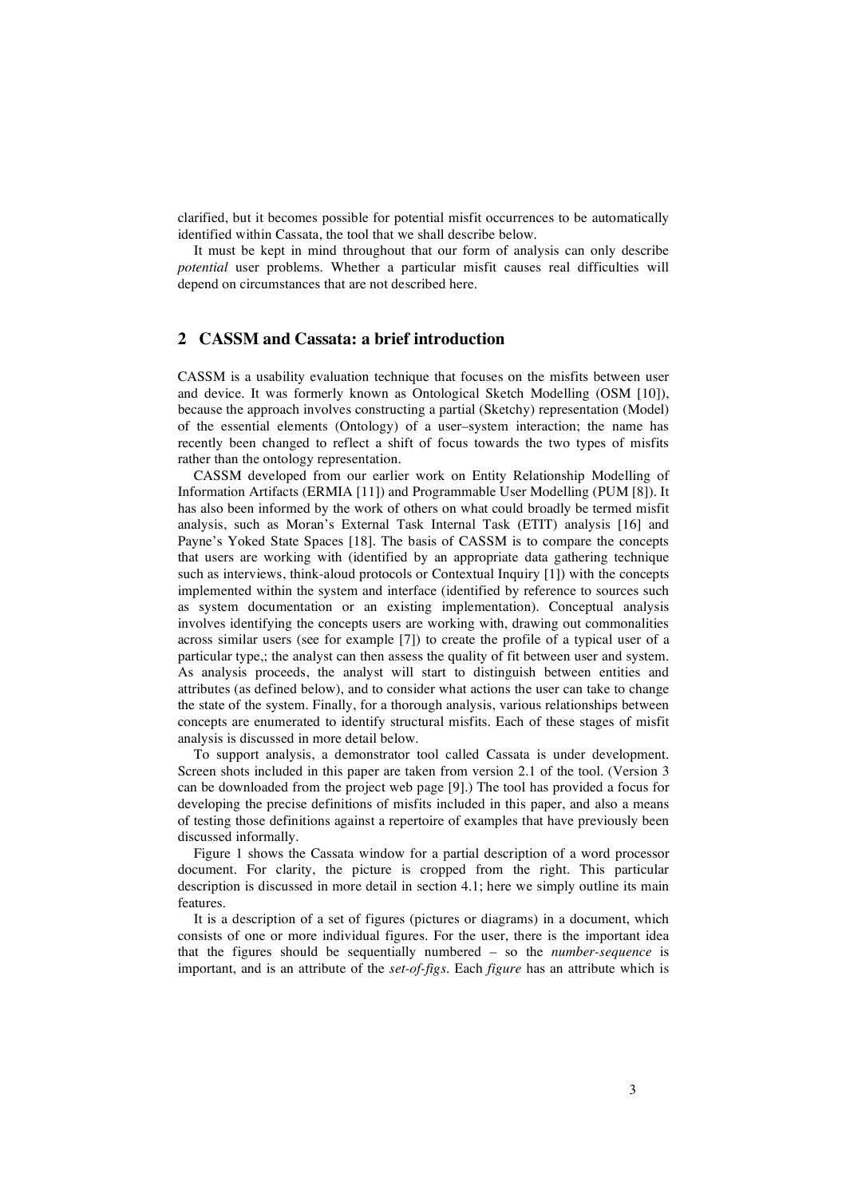clarified, but it becomes possible for potential misfit occurrences to be automatically identified within Cassata, the tool that we shall describe below.

It must be kept in mind throughout that our form of analysis can only describe *potential* user problems. Whether a particular misfit causes real difficulties will depend on circumstances that are not described here.

## 2 CASSM and Cassata: a brief introduction

CASSM is a usability evaluation technique that focuses on the misfits between user and device. It was formerly known as Ontological Sketch Modelling (OSM [10]), because the approach involves constructing a partial (Sketchy) representation (Model) of the essential elements (Ontology) of a user–system interaction; the name has recently been changed to reflect a shift of focus towards the two types of misfits rather than the ontology representation.

CASSM developed from our earlier work on Entity Relationship Modelling of Information Artifacts (ERMIA [11]) and Programmable User Modelling (PUM [8]). It has also been informed by the work of others on what could broadly be termed misfit analysis, such as Moran's External Task Internal Task (ETIT) analysis [16] and Payne's Yoked State Spaces [18]. The basis of CASSM is to compare the concepts that users are working with (identified by an appropriate data gathering technique such as interviews, think-aloud protocols or Contextual Inquiry [1]) with the concepts implemented within the system and interface (identified by reference to sources such as system documentation or an existing implementation). Conceptual analysis involves identifying the concepts users are working with, drawing out commonalities across similar users (see for example [7]) to create the profile of a typical user of a particular type,; the analyst can then assess the quality of fit between user and system. As analysis proceeds, the analyst will start to distinguish between entities and attributes (as defined below), and to consider what actions the user can take to change the state of the system. Finally, for a thorough analysis, various relationships between concepts are enumerated to identify structural misfits. Each of these stages of misfit analysis is discussed in more detail below.

To support analysis, a demonstrator tool called Cassata is under development. Screen shots included in this paper are taken from version 2.1 of the tool. (Version 3 can be downloaded from the project web page [9].) The tool has provided a focus for developing the precise definitions of misfits included in this paper, and also a means of testing those definitions against a repertoire of examples that have previously been discussed informally.

Figure 1 shows the Cassata window for a partial description of a word processor document. For clarity, the picture is cropped from the right. This particular description is discussed in more detail in section 4.1; here we simply outline its main features.

It is a description of a set of figures (pictures or diagrams) in a document, which consists of one or more individual figures. For the user, there is the important idea that the figures should be sequentially numbered – so the *number-sequence* is important, and is an attribute of the *set-of-figs*. Each *figure* has an attribute which is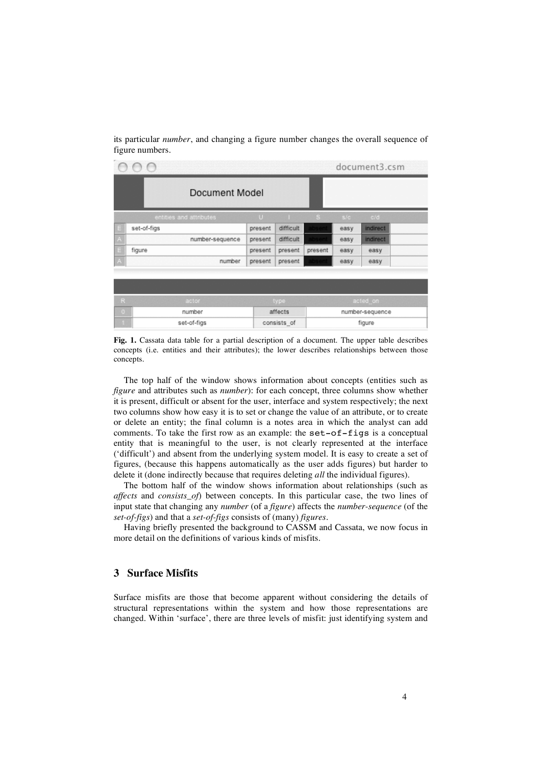its particular *number*, and changing a figure number changes the overall sequence of figure numbers.

document3.csm

Document Model

| | entities and attributes | U | I | S | s/c | c/d |
|---|---|---|---|---|---|---|
| E | set-of-figs | present | difficult | absent | easy | indirect |
| A | number-sequence | present | difficult | absent | easy | indirect |
| E | figure | present | present | present | easy | easy |
| A | number | present | present | absent | easy | easy |

| R | actor | type | acted_on |
|---|---|---|---|
| 0 | number | affects | number-sequence |
| 1 | set-of-figs | consists_of | figure |

**Fig. 1.** Cassata data table for a partial description of a document. The upper table describes concepts (i.e. entities and their attributes); the lower describes relationships between those concepts.

The top half of the window shows information about concepts (entities such as *figure* and attributes such as *number*): for each concept, three columns show whether it is present, difficult or absent for the user, interface and system respectively; the next two columns show how easy it is to set or change the value of an attribute, or to create or delete an entity; the final column is a notes area in which the analyst can add comments. To take the first row as an example: the `set-of-figs` is a conceptual entity that is meaningful to the user, is not clearly represented at the interface ('difficult') and absent from the underlying system model. It is easy to create a set of figures, (because this happens automatically as the user adds figures) but harder to delete it (done indirectly because that requires deleting *all* the individual figures).

The bottom half of the window shows information about relationships (such as *affects* and *consists_of*) between concepts. In this particular case, the two lines of input state that changing any *number* (of a *figure*) affects the *number-sequence* (of the *set-of-figs*) and that a *set-of-figs* consists of (many) *figures*.

Having briefly presented the background to CASSM and Cassata, we now focus in more detail on the definitions of various kinds of misfits.

## 3 Surface Misfits

Surface misfits are those that become apparent without considering the details of structural representations within the system and how those representations are changed. Within 'surface', there are three levels of misfit: just identifying system and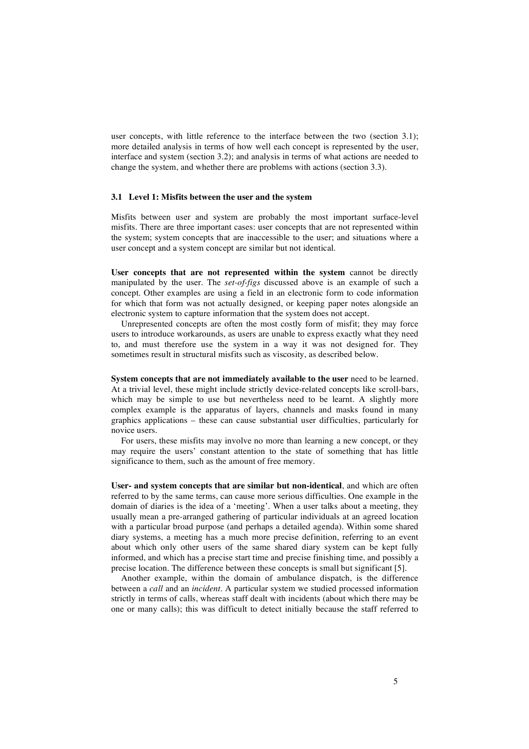user concepts, with little reference to the interface between the two (section 3.1); more detailed analysis in terms of how well each concept is represented by the user, interface and system (section 3.2); and analysis in terms of what actions are needed to change the system, and whether there are problems with actions (section 3.3).

### 3.1 Level 1: Misfits between the user and the system

Misfits between user and system are probably the most important surface-level misfits. There are three important cases: user concepts that are not represented within the system; system concepts that are inaccessible to the user; and situations where a user concept and a system concept are similar but not identical.

**User concepts that are not represented within the system** cannot be directly manipulated by the user. The *set-of-figs* discussed above is an example of such a concept. Other examples are using a field in an electronic form to code information for which that form was not actually designed, or keeping paper notes alongside an electronic system to capture information that the system does not accept.

Unrepresented concepts are often the most costly form of misfit; they may force users to introduce workarounds, as users are unable to express exactly what they need to, and must therefore use the system in a way it was not designed for. They sometimes result in structural misfits such as viscosity, as described below.

**System concepts that are not immediately available to the user** need to be learned. At a trivial level, these might include strictly device-related concepts like scroll-bars, which may be simple to use but nevertheless need to be learnt. A slightly more complex example is the apparatus of layers, channels and masks found in many graphics applications – these can cause substantial user difficulties, particularly for novice users.

For users, these misfits may involve no more than learning a new concept, or they may require the users' constant attention to the state of something that has little significance to them, such as the amount of free memory.

**User- and system concepts that are similar but non-identical**, and which are often referred to by the same terms, can cause more serious difficulties. One example in the domain of diaries is the idea of a 'meeting'. When a user talks about a meeting, they usually mean a pre-arranged gathering of particular individuals at an agreed location with a particular broad purpose (and perhaps a detailed agenda). Within some shared diary systems, a meeting has a much more precise definition, referring to an event about which only other users of the same shared diary system can be kept fully informed, and which has a precise start time and precise finishing time, and possibly a precise location. The difference between these concepts is small but significant [5].

Another example, within the domain of ambulance dispatch, is the difference between a *call* and an *incident*. A particular system we studied processed information strictly in terms of calls, whereas staff dealt with incidents (about which there may be one or many calls); this was difficult to detect initially because the staff referred to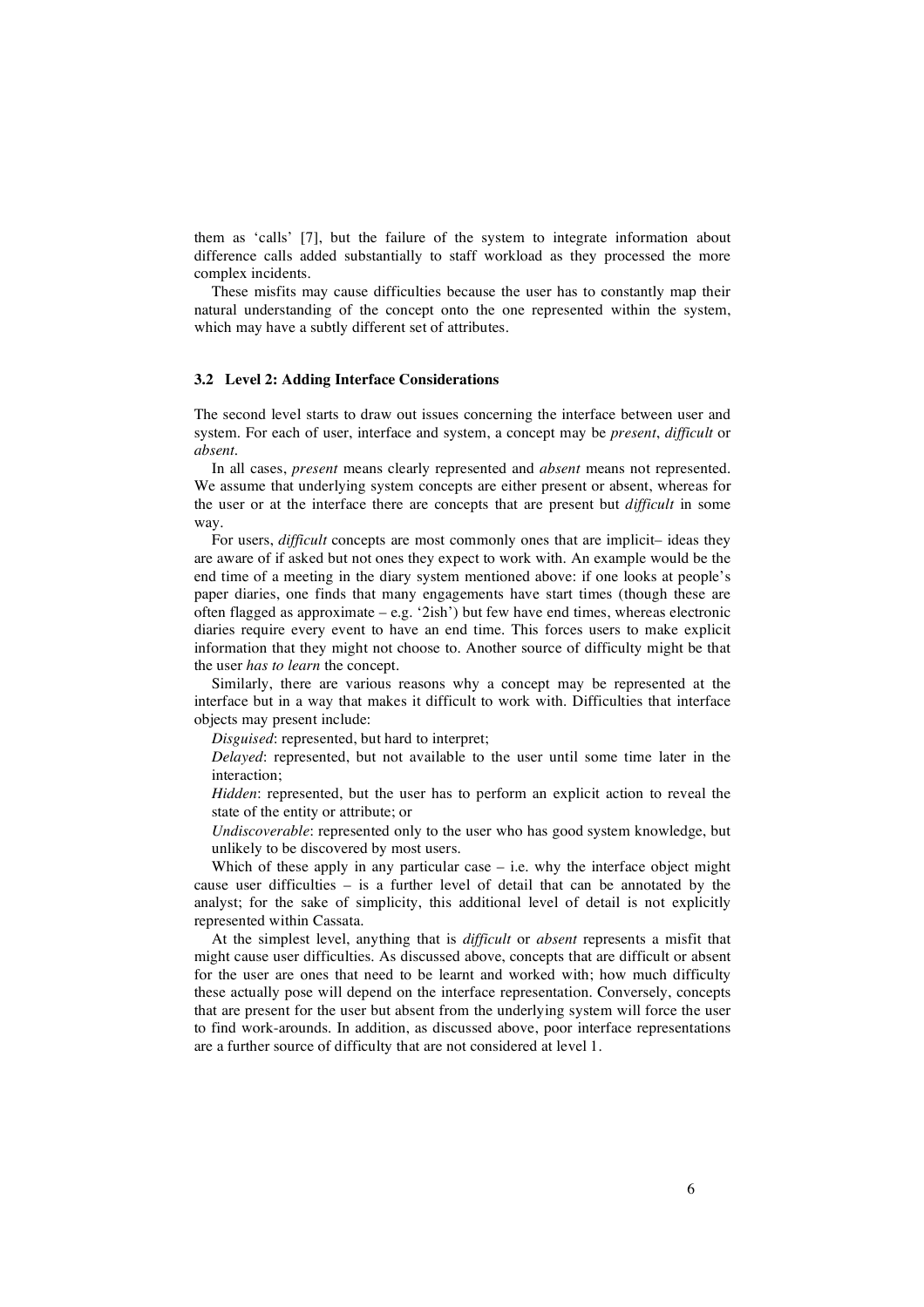them as 'calls' [7], but the failure of the system to integrate information about difference calls added substantially to staff workload as they processed the more complex incidents.

These misfits may cause difficulties because the user has to constantly map their natural understanding of the concept onto the one represented within the system, which may have a subtly different set of attributes.

### 3.2 Level 2: Adding Interface Considerations

The second level starts to draw out issues concerning the interface between user and system. For each of user, interface and system, a concept may be *present*, *difficult* or *absent*.

In all cases, *present* means clearly represented and *absent* means not represented. We assume that underlying system concepts are either present or absent, whereas for the user or at the interface there are concepts that are present but *difficult* in some way.

For users, *difficult* concepts are most commonly ones that are implicit– ideas they are aware of if asked but not ones they expect to work with. An example would be the end time of a meeting in the diary system mentioned above: if one looks at people's paper diaries, one finds that many engagements have start times (though these are often flagged as approximate – e.g. '2ish') but few have end times, whereas electronic diaries require every event to have an end time. This forces users to make explicit information that they might not choose to. Another source of difficulty might be that the user *has to learn* the concept.

Similarly, there are various reasons why a concept may be represented at the interface but in a way that makes it difficult to work with. Difficulties that interface objects may present include:

*Disguised*: represented, but hard to interpret;

*Delayed*: represented, but not available to the user until some time later in the interaction;

*Hidden*: represented, but the user has to perform an explicit action to reveal the state of the entity or attribute; or

*Undiscoverable*: represented only to the user who has good system knowledge, but unlikely to be discovered by most users.

Which of these apply in any particular case – i.e. why the interface object might cause user difficulties – is a further level of detail that can be annotated by the analyst; for the sake of simplicity, this additional level of detail is not explicitly represented within Cassata.

At the simplest level, anything that is *difficult* or *absent* represents a misfit that might cause user difficulties. As discussed above, concepts that are difficult or absent for the user are ones that need to be learnt and worked with; how much difficulty these actually pose will depend on the interface representation. Conversely, concepts that are present for the user but absent from the underlying system will force the user to find work-arounds. In addition, as discussed above, poor interface representations are a further source of difficulty that are not considered at level 1.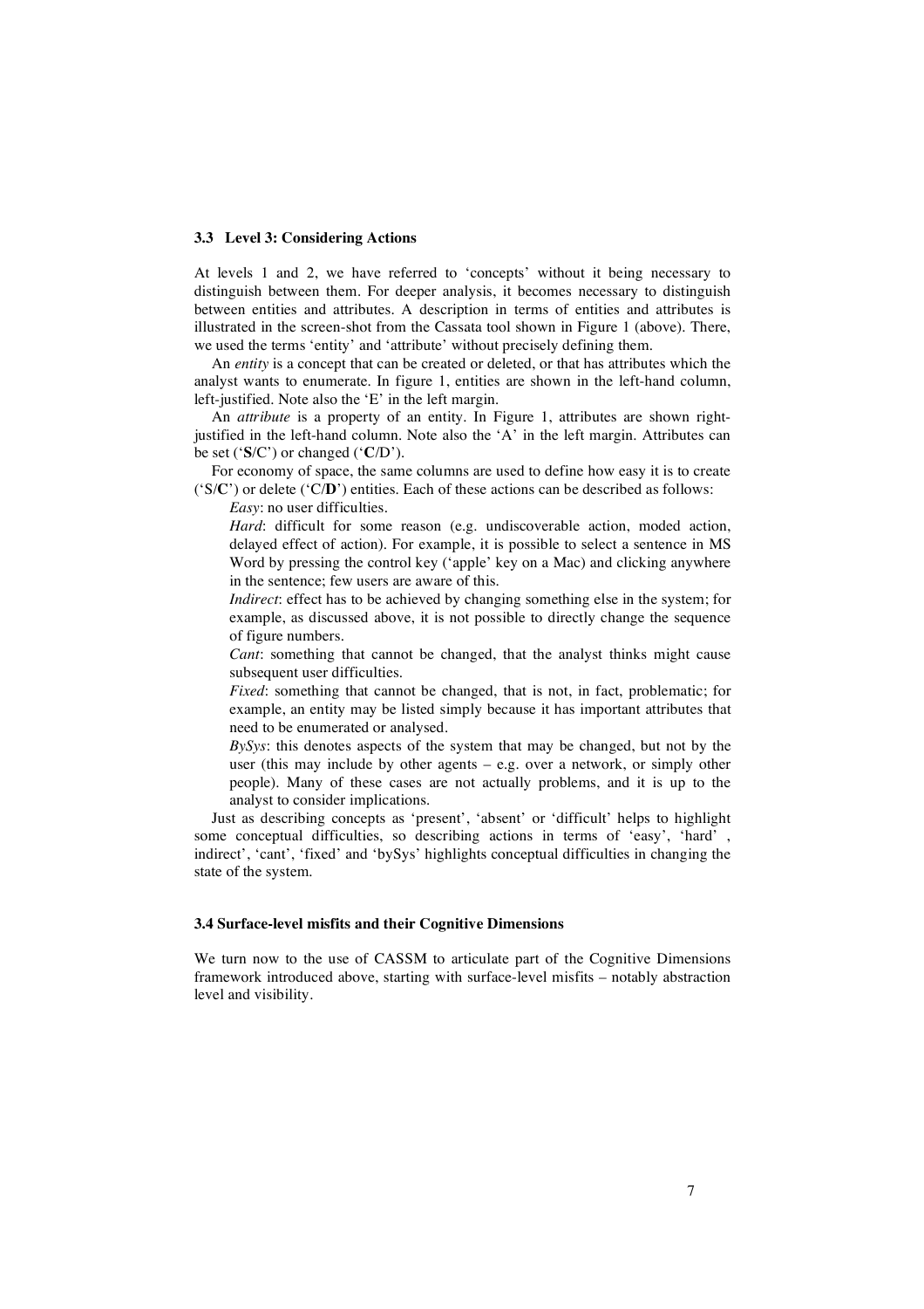### 3.3 Level 3: Considering Actions

At levels 1 and 2, we have referred to 'concepts' without it being necessary to distinguish between them. For deeper analysis, it becomes necessary to distinguish between entities and attributes. A description in terms of entities and attributes is illustrated in the screen-shot from the Cassata tool shown in Figure 1 (above). There, we used the terms 'entity' and 'attribute' without precisely defining them.

An *entity* is a concept that can be created or deleted, or that has attributes which the analyst wants to enumerate. In figure 1, entities are shown in the left-hand column, left-justified. Note also the 'E' in the left margin.

An *attribute* is a property of an entity. In Figure 1, attributes are shown right-justified in the left-hand column. Note also the 'A' in the left margin. Attributes can be set ('**S**/C') or changed ('**C**/D').

For economy of space, the same columns are used to define how easy it is to create ('S/**C**') or delete ('C/**D**') entities. Each of these actions can be described as follows:

*Easy*: no user difficulties.

*Hard*: difficult for some reason (e.g. undiscoverable action, moded action, delayed effect of action). For example, it is possible to select a sentence in MS Word by pressing the control key ('apple' key on a Mac) and clicking anywhere in the sentence; few users are aware of this.

*Indirect*: effect has to be achieved by changing something else in the system; for example, as discussed above, it is not possible to directly change the sequence of figure numbers.

*Cant*: something that cannot be changed, that the analyst thinks might cause subsequent user difficulties.

*Fixed*: something that cannot be changed, that is not, in fact, problematic; for example, an entity may be listed simply because it has important attributes that need to be enumerated or analysed.

*BySys*: this denotes aspects of the system that may be changed, but not by the user (this may include by other agents – e.g. over a network, or simply other people). Many of these cases are not actually problems, and it is up to the analyst to consider implications.

Just as describing concepts as 'present', 'absent' or 'difficult' helps to highlight some conceptual difficulties, so describing actions in terms of 'easy', 'hard' , indirect', 'cant', 'fixed' and 'bySys' highlights conceptual difficulties in changing the state of the system.

### 3.4 Surface-level misfits and their Cognitive Dimensions

We turn now to the use of CASSM to articulate part of the Cognitive Dimensions framework introduced above, starting with surface-level misfits – notably abstraction level and visibility.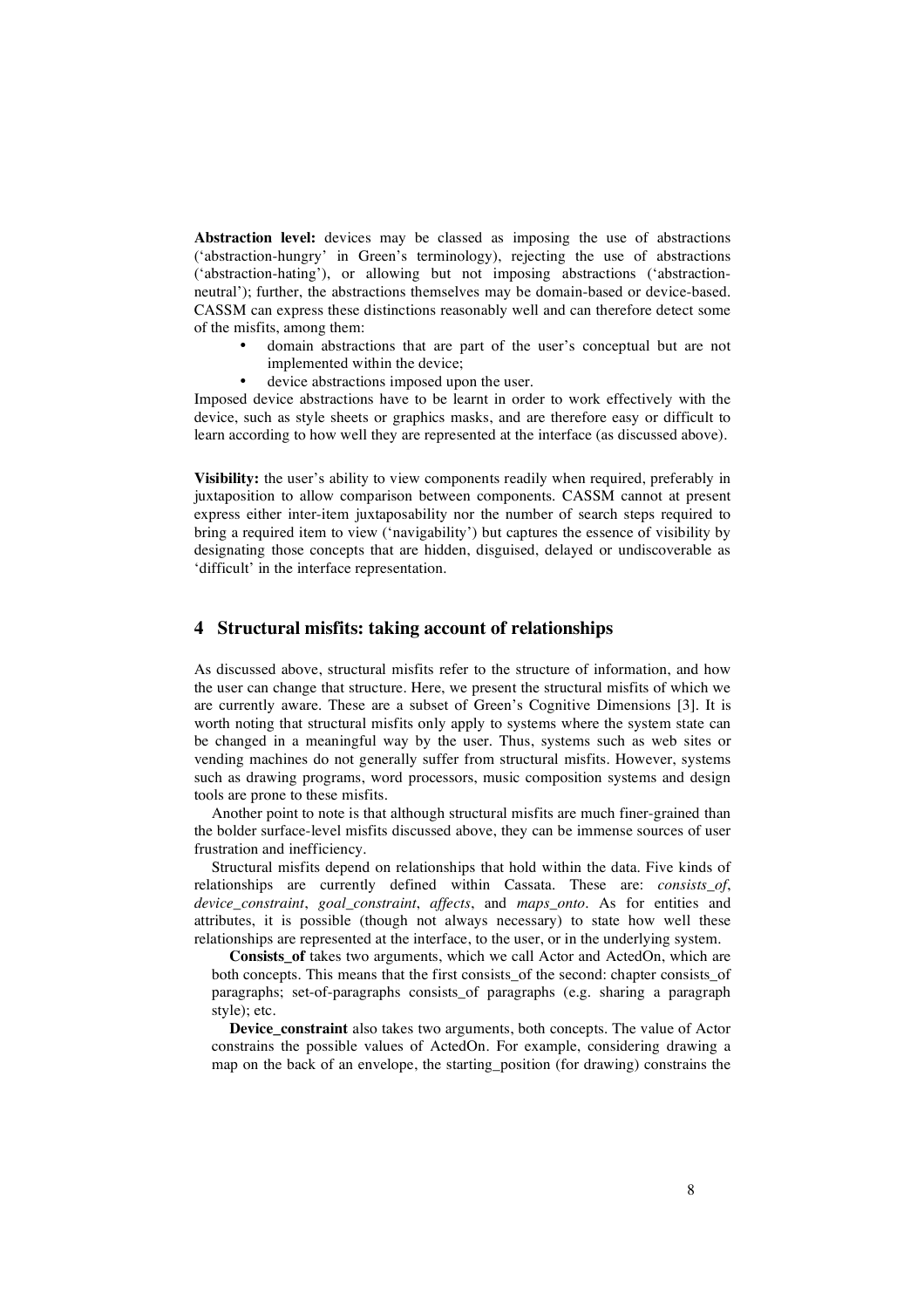**Abstraction level:** devices may be classed as imposing the use of abstractions ('abstraction-hungry' in Green's terminology), rejecting the use of abstractions ('abstraction-hating'), or allowing but not imposing abstractions ('abstraction-neutral'); further, the abstractions themselves may be domain-based or device-based. CASSM can express these distinctions reasonably well and can therefore detect some of the misfits, among them:

- domain abstractions that are part of the user's conceptual but are not implemented within the device;
- device abstractions imposed upon the user.

Imposed device abstractions have to be learnt in order to work effectively with the device, such as style sheets or graphics masks, and are therefore easy or difficult to learn according to how well they are represented at the interface (as discussed above).

**Visibility:** the user's ability to view components readily when required, preferably in juxtaposition to allow comparison between components. CASSM cannot at present express either inter-item juxtaposability nor the number of search steps required to bring a required item to view ('navigability') but captures the essence of visibility by designating those concepts that are hidden, disguised, delayed or undiscoverable as 'difficult' in the interface representation.

## 4 Structural misfits: taking account of relationships

As discussed above, structural misfits refer to the structure of information, and how the user can change that structure. Here, we present the structural misfits of which we are currently aware. These are a subset of Green's Cognitive Dimensions [3]. It is worth noting that structural misfits only apply to systems where the system state can be changed in a meaningful way by the user. Thus, systems such as web sites or vending machines do not generally suffer from structural misfits. However, systems such as drawing programs, word processors, music composition systems and design tools are prone to these misfits.

Another point to note is that although structural misfits are much finer-grained than the bolder surface-level misfits discussed above, they can be immense sources of user frustration and inefficiency.

Structural misfits depend on relationships that hold within the data. Five kinds of relationships are currently defined within Cassata. These are: *consists_of*, *device_constraint*, *goal_constraint*, *affects*, and *maps_onto*. As for entities and attributes, it is possible (though not always necessary) to state how well these relationships are represented at the interface, to the user, or in the underlying system.

**Consists_of** takes two arguments, which we call Actor and ActedOn, which are both concepts. This means that the first consists_of the second: chapter consists_of paragraphs; set-of-paragraphs consists_of paragraphs (e.g. sharing a paragraph style); etc.

**Device_constraint** also takes two arguments, both concepts. The value of Actor constrains the possible values of ActedOn. For example, considering drawing a map on the back of an envelope, the starting_position (for drawing) constrains the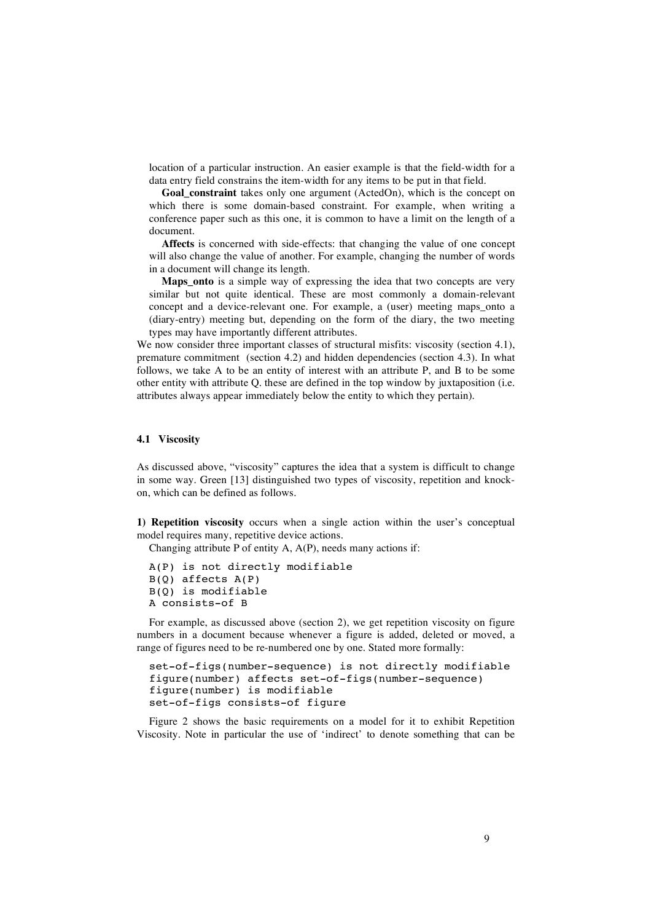location of a particular instruction. An easier example is that the field-width for a data entry field constrains the item-width for any items to be put in that field.

**Goal_constraint** takes only one argument (ActedOn), which is the concept on which there is some domain-based constraint. For example, when writing a conference paper such as this one, it is common to have a limit on the length of a document.

**Affects** is concerned with side-effects: that changing the value of one concept will also change the value of another. For example, changing the number of words in a document will change its length.

**Maps_onto** is a simple way of expressing the idea that two concepts are very similar but not quite identical. These are most commonly a domain-relevant concept and a device-relevant one. For example, a (user) meeting maps_onto a (diary-entry) meeting but, depending on the form of the diary, the two meeting types may have importantly different attributes.

We now consider three important classes of structural misfits: viscosity (section 4.1), premature commitment (section 4.2) and hidden dependencies (section 4.3). In what follows, we take A to be an entity of interest with an attribute P, and B to be some other entity with attribute Q. these are defined in the top window by juxtaposition (i.e. attributes always appear immediately below the entity to which they pertain).

### 4.1 Viscosity

As discussed above, "viscosity" captures the idea that a system is difficult to change in some way. Green [13] distinguished two types of viscosity, repetition and knock-on, which can be defined as follows.

**1) Repetition viscosity** occurs when a single action within the user's conceptual model requires many, repetitive device actions.

Changing attribute P of entity A, A(P), needs many actions if:

```
A(P) is not directly modifiable
B(Q) affects A(P)
B(Q) is modifiable
A consists-of B
```

For example, as discussed above (section 2), we get repetition viscosity on figure numbers in a document because whenever a figure is added, deleted or moved, a range of figures need to be re-numbered one by one. Stated more formally:

```
set-of-figs(number-sequence) is not directly modifiable
figure(number) affects set-of-figs(number-sequence)
figure(number) is modifiable
set-of-figs consists-of figure
```

Figure 2 shows the basic requirements on a model for it to exhibit Repetition Viscosity. Note in particular the use of 'indirect' to denote something that can be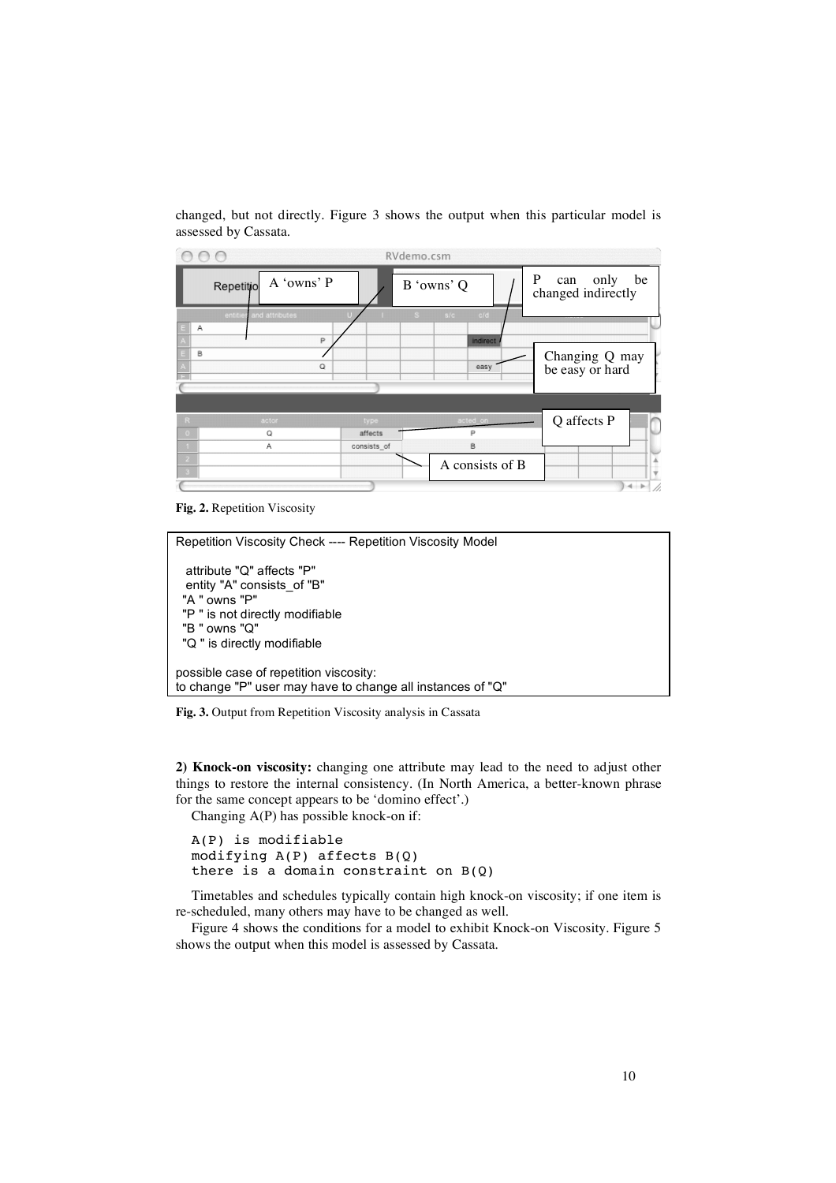changed, but not directly. Figure 3 shows the output when this particular model is assessed by Cassata.

Fig. 2. Repetition Viscosity

```
Repetition Viscosity Check ---- Repetition Viscosity Model

  attribute "Q" affects "P"
  entity "A" consists_of "B"
 "A " owns "P"
 "P " is not directly modifiable
 "B " owns "Q"
 "Q " is directly modifiable

possible case of repetition viscosity:
to change "P" user may have to change all instances of "Q"
```

Fig. 3. Output from Repetition Viscosity analysis in Cassata

**2) Knock-on viscosity:** changing one attribute may lead to the need to adjust other things to restore the internal consistency. (In North America, a better-known phrase for the same concept appears to be 'domino effect'.)

Changing A(P) has possible knock-on if:

```
A(P) is modifiable
modifying A(P) affects B(Q)
there is a domain constraint on B(Q)
```

Timetables and schedules typically contain high knock-on viscosity; if one item is re-scheduled, many others may have to be changed as well.

Figure 4 shows the conditions for a model to exhibit Knock-on Viscosity. Figure 5 shows the output when this model is assessed by Cassata.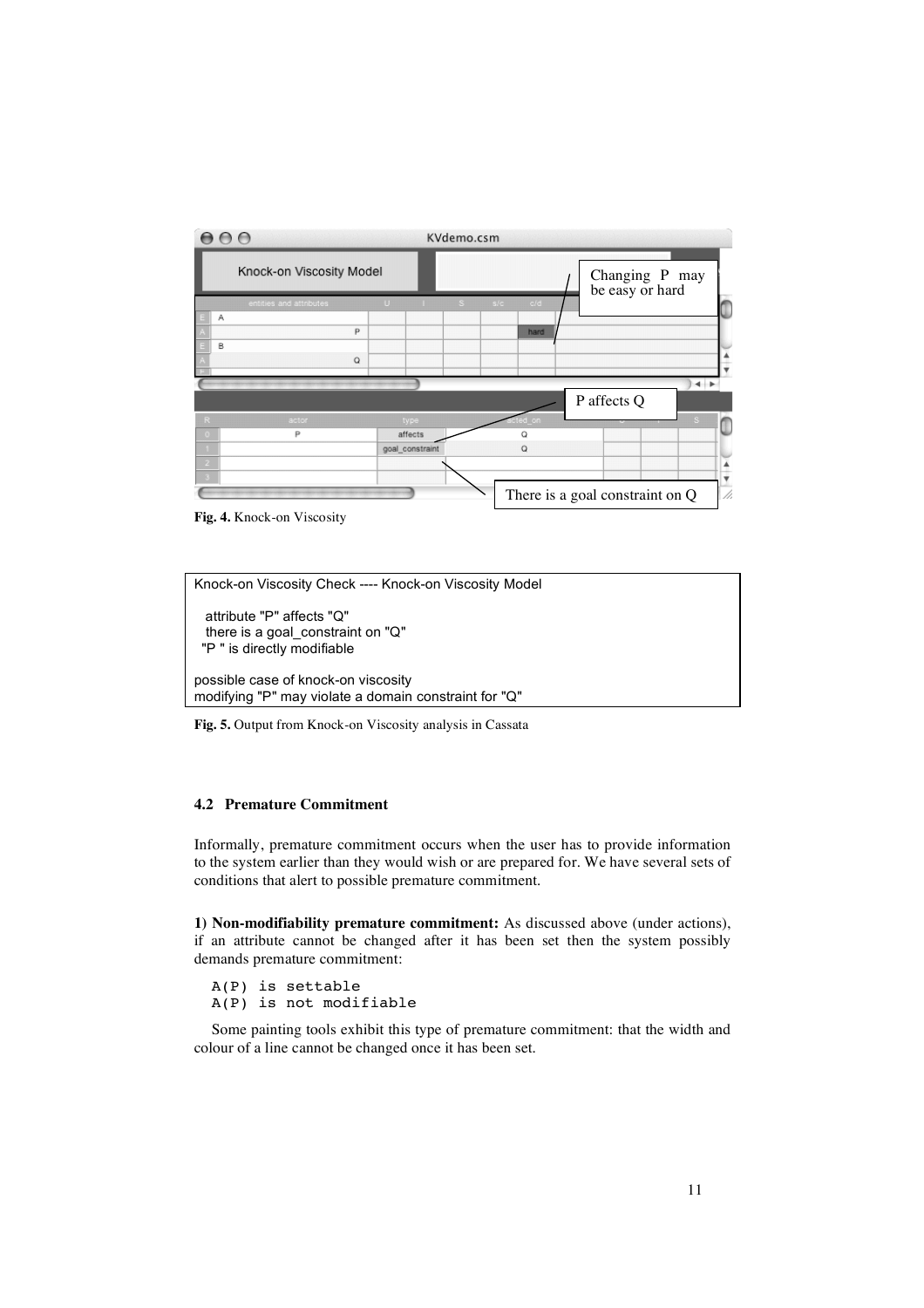Fig. 4. Knock-on Viscosity

```
Knock-on Viscosity Check ---- Knock-on Viscosity Model

  attribute "P" affects "Q"
  there is a goal_constraint on "Q"
 "P " is directly modifiable

possible case of knock-on viscosity
modifying "P" may violate a domain constraint for "Q"
```

**Fig. 5.** Output from Knock-on Viscosity analysis in Cassata

### 4.2 Premature Commitment

Informally, premature commitment occurs when the user has to provide information to the system earlier than they would wish or are prepared for. We have several sets of conditions that alert to possible premature commitment.

**1) Non-modifiability premature commitment:** As discussed above (under actions), if an attribute cannot be changed after it has been set then the system possibly demands premature commitment:

```
A(P) is settable
A(P) is not modifiable
```

Some painting tools exhibit this type of premature commitment: that the width and colour of a line cannot be changed once it has been set.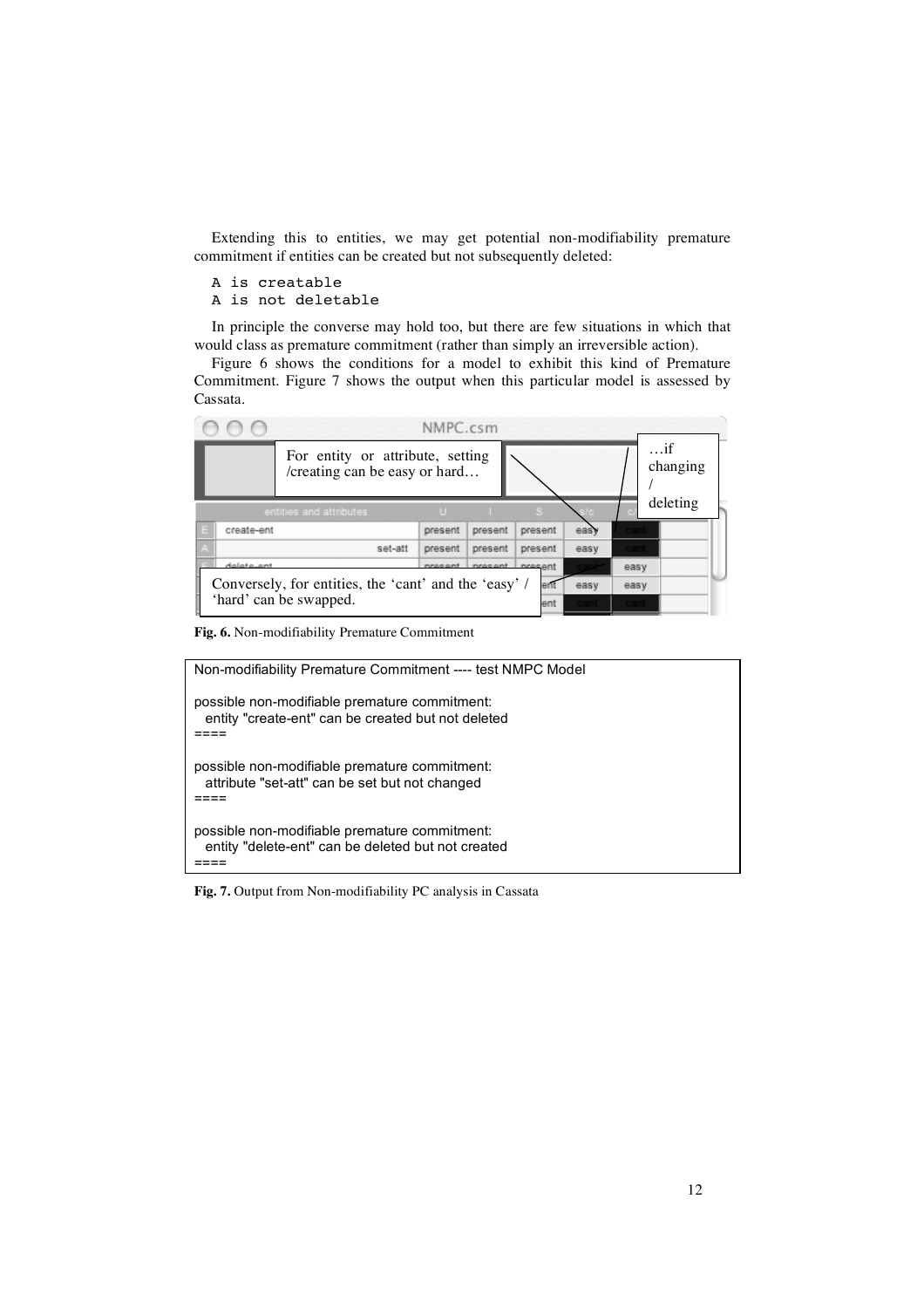Extending this to entities, we may get potential non-modifiability premature commitment if entities can be created but not subsequently deleted:

```
A is creatable
A is not deletable
```

In principle the converse may hold too, but there are few situations in which that would class as premature commitment (rather than simply an irreversible action).

Figure 6 shows the conditions for a model to exhibit this kind of Premature Commitment. Figure 7 shows the output when this particular model is assessed by Cassata.

NMPC.csm

For entity or attribute, setting /creating can be easy or hard…

…if changing / deleting

| | entities and attributes | U | I | S | s/c | c/d | |
|---|---|---|---|---|---|---|---|
| E | create-ent | present | present | present | easy | cant | |
| A | set-att | present | present | present | easy | cant | |
| | delete-ent | present | present | present | cant | easy | |
| | | | | ent | easy | easy | |
| | | | | ent | cant | cant | |

Conversely, for entities, the 'cant' and the 'easy' / 'hard' can be swapped.

**Fig. 6.** Non-modifiability Premature Commitment

```
Non-modifiability Premature Commitment ---- test NMPC Model

possible non-modifiable premature commitment:
  entity "create-ent" can be created but not deleted
====

possible non-modifiable premature commitment:
  attribute "set-att" can be set but not changed
====

possible non-modifiable premature commitment:
  entity "delete-ent" can be deleted but not created
====
```

**Fig. 7.** Output from Non-modifiability PC analysis in Cassata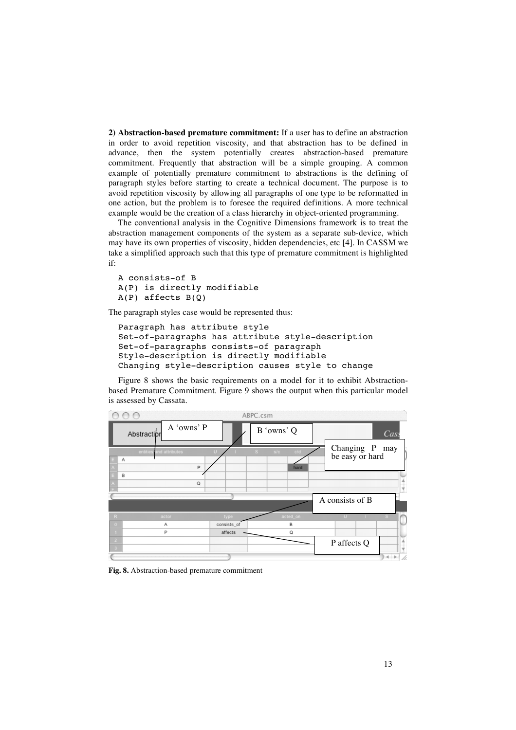**2) Abstraction-based premature commitment:** If a user has to define an abstraction in order to avoid repetition viscosity, and that abstraction has to be defined in advance, then the system potentially creates abstraction-based premature commitment. Frequently that abstraction will be a simple grouping. A common example of potentially premature commitment to abstractions is the defining of paragraph styles before starting to create a technical document. The purpose is to avoid repetition viscosity by allowing all paragraphs of one type to be reformatted in one action, but the problem is to foresee the required definitions. A more technical example would be the creation of a class hierarchy in object-oriented programming.

The conventional analysis in the Cognitive Dimensions framework is to treat the abstraction management components of the system as a separate sub-device, which may have its own properties of viscosity, hidden dependencies, etc [4]. In CASSM we take a simplified approach such that this type of premature commitment is highlighted if:

```
A consists-of B
A(P) is directly modifiable
A(P) affects B(Q)
```

The paragraph styles case would be represented thus:

```
Paragraph has attribute style
Set-of-paragraphs has attribute style-description
Set-of-paragraphs consists-of paragraph
Style-description is directly modifiable
Changing style-description causes style to change
```

Figure 8 shows the basic requirements on a model for it to exhibit Abstraction-based Premature Commitment. Figure 9 shows the output when this particular model is assessed by Cassata.

**Fig. 8.** Abstraction-based premature commitment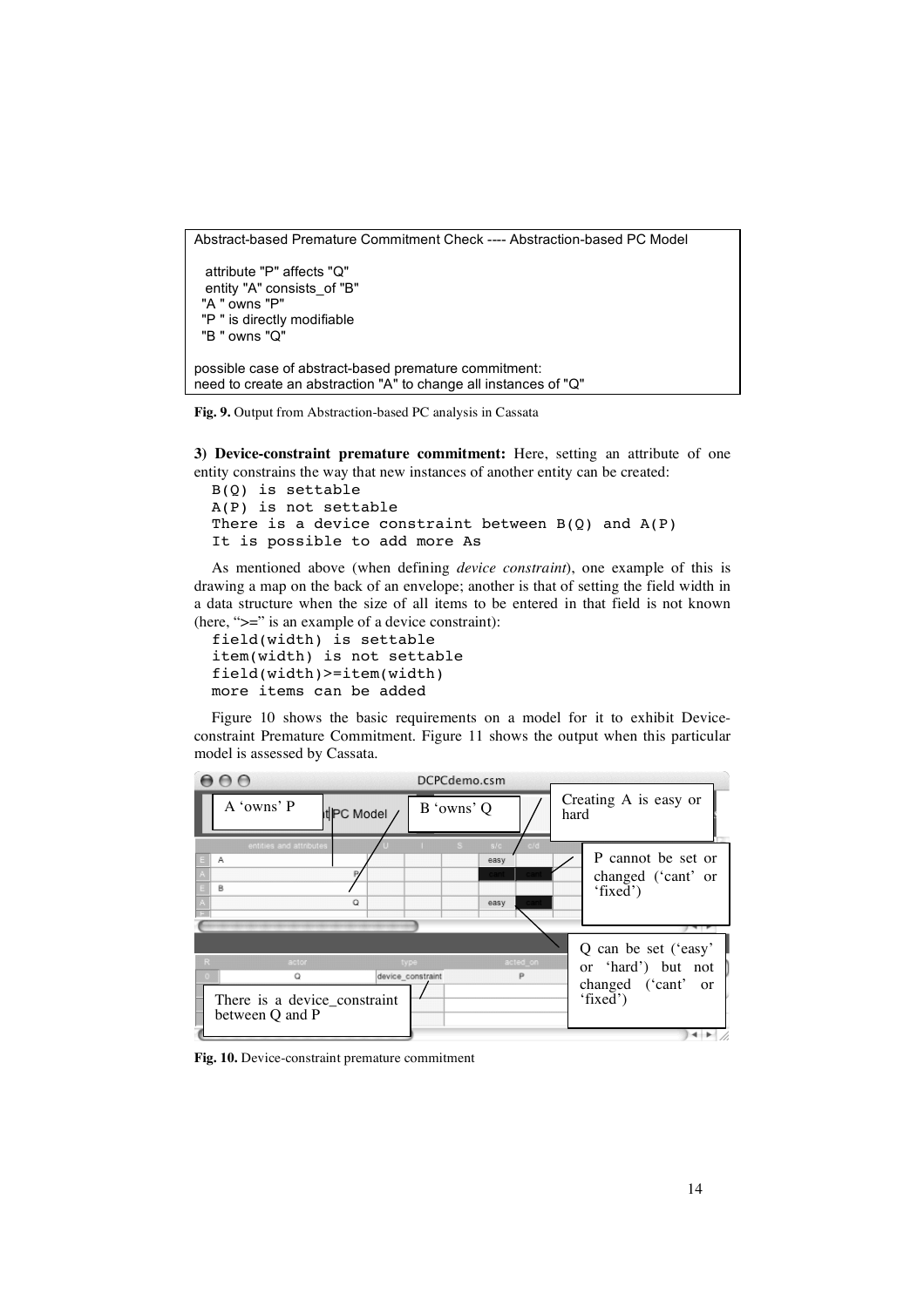```
Abstract-based Premature Commitment Check ---- Abstraction-based PC Model

  attribute "P" affects "Q"
  entity "A" consists_of "B"
 "A " owns "P"
 "P " is directly modifiable
 "B " owns "Q"

possible case of abstract-based premature commitment:
need to create an abstraction "A" to change all instances of "Q"
```

**Fig. 9.** Output from Abstraction-based PC analysis in Cassata

**3) Device-constraint premature commitment:** Here, setting an attribute of one entity constrains the way that new instances of another entity can be created:

```
B(Q) is settable
A(P) is not settable
There is a device constraint between B(Q) and A(P)
It is possible to add more As
```

As mentioned above (when defining *device constraint*), one example of this is drawing a map on the back of an envelope; another is that of setting the field width in a data structure when the size of all items to be entered in that field is not known (here, ">=" is an example of a device constraint):

```
field(width) is settable
item(width) is not settable
field(width)>=item(width)
more items can be added
```

Figure 10 shows the basic requirements on a model for it to exhibit Device-constraint Premature Commitment. Figure 11 shows the output when this particular model is assessed by Cassata.

**Fig. 10.** Device-constraint premature commitment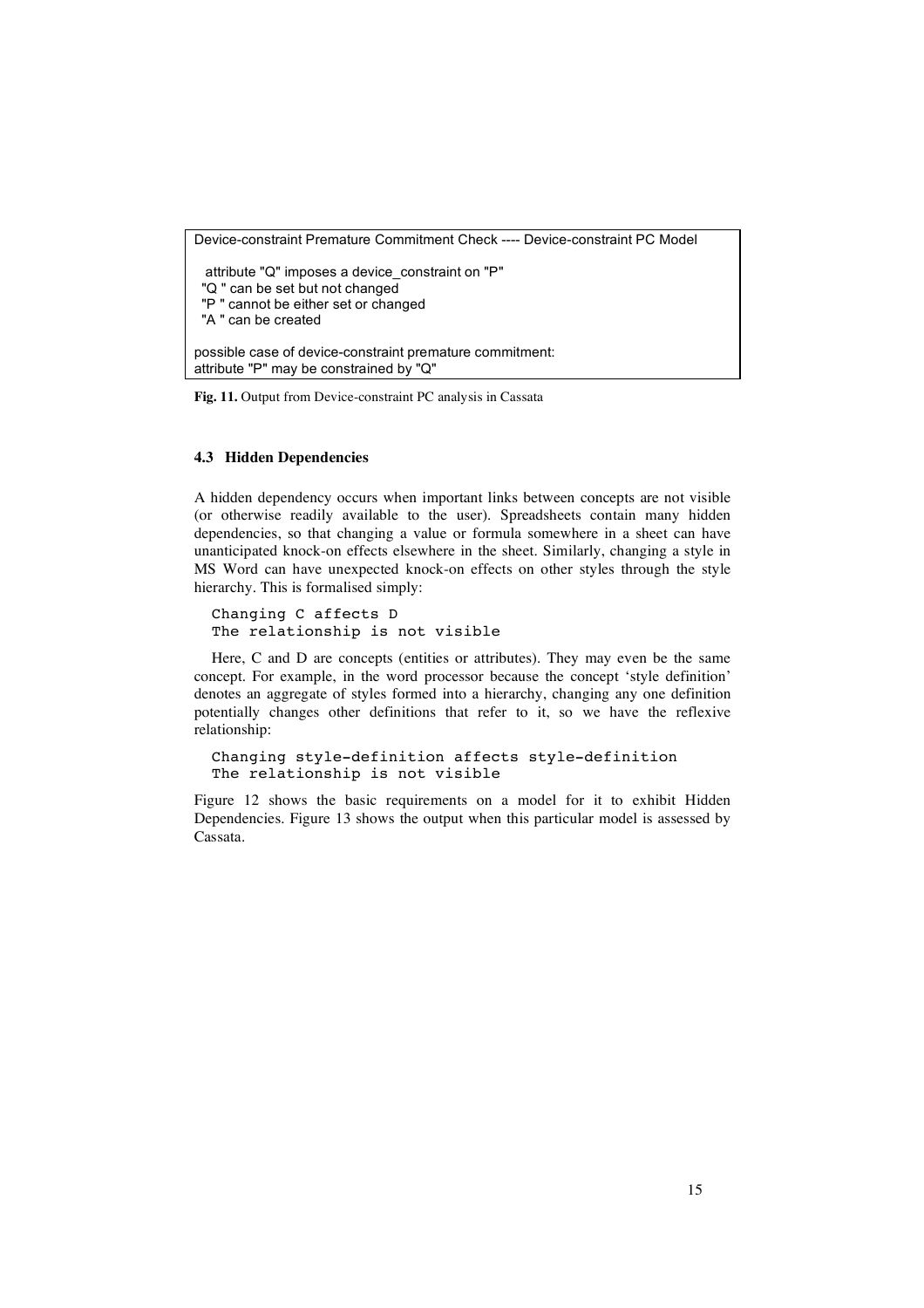```
Device-constraint Premature Commitment Check ---- Device-constraint PC Model

  attribute "Q" imposes a device_constraint on "P"
 "Q " can be set but not changed
 "P " cannot be either set or changed
 "A " can be created

possible case of device-constraint premature commitment:
attribute "P" may be constrained by "Q"
```

**Fig. 11.** Output from Device-constraint PC analysis in Cassata

### 4.3 Hidden Dependencies

A hidden dependency occurs when important links between concepts are not visible (or otherwise readily available to the user). Spreadsheets contain many hidden dependencies, so that changing a value or formula somewhere in a sheet can have unanticipated knock-on effects elsewhere in the sheet. Similarly, changing a style in MS Word can have unexpected knock-on effects on other styles through the style hierarchy. This is formalised simply:

```
Changing C affects D
The relationship is not visible
```

Here, C and D are concepts (entities or attributes). They may even be the same concept. For example, in the word processor because the concept 'style definition' denotes an aggregate of styles formed into a hierarchy, changing any one definition potentially changes other definitions that refer to it, so we have the reflexive relationship:

```
Changing style-definition affects style-definition
The relationship is not visible
```

Figure 12 shows the basic requirements on a model for it to exhibit Hidden Dependencies. Figure 13 shows the output when this particular model is assessed by Cassata.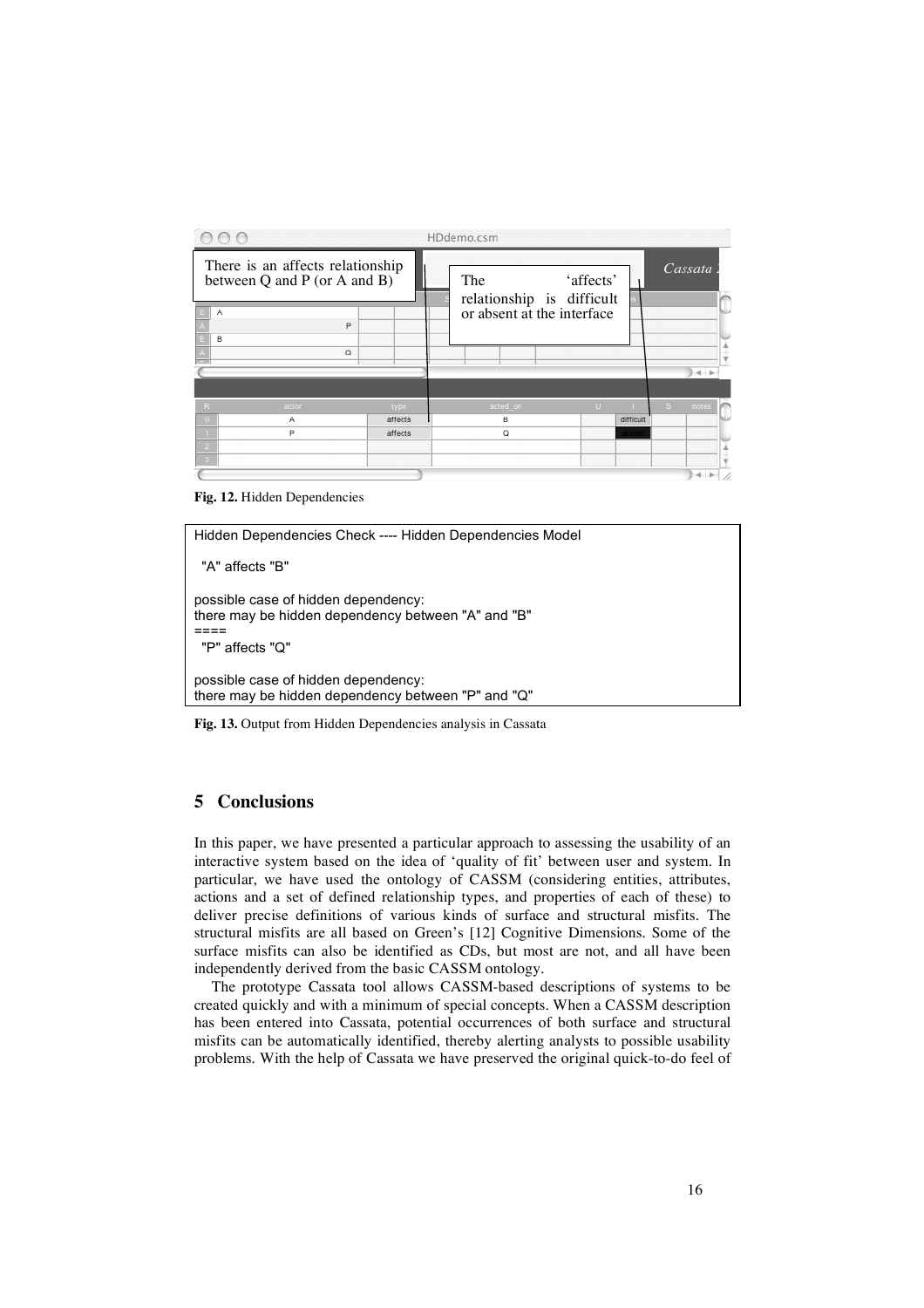Fig. 12. Hidden Dependencies

```
Hidden Dependencies Check ---- Hidden Dependencies Model

  "A" affects "B"

possible case of hidden dependency:
there may be hidden dependency between "A" and "B"
====
  "P" affects "Q"

possible case of hidden dependency:
there may be hidden dependency between "P" and "Q"
```

**Fig. 13.** Output from Hidden Dependencies analysis in Cassata

## 5 Conclusions

In this paper, we have presented a particular approach to assessing the usability of an interactive system based on the idea of 'quality of fit' between user and system. In particular, we have used the ontology of CASSM (considering entities, attributes, actions and a set of defined relationship types, and properties of each of these) to deliver precise definitions of various kinds of surface and structural misfits. The structural misfits are all based on Green's [12] Cognitive Dimensions. Some of the surface misfits can also be identified as CDs, but most are not, and all have been independently derived from the basic CASSM ontology.

The prototype Cassata tool allows CASSM-based descriptions of systems to be created quickly and with a minimum of special concepts. When a CASSM description has been entered into Cassata, potential occurrences of both surface and structural misfits can be automatically identified, thereby alerting analysts to possible usability problems. With the help of Cassata we have preserved the original quick-to-do feel of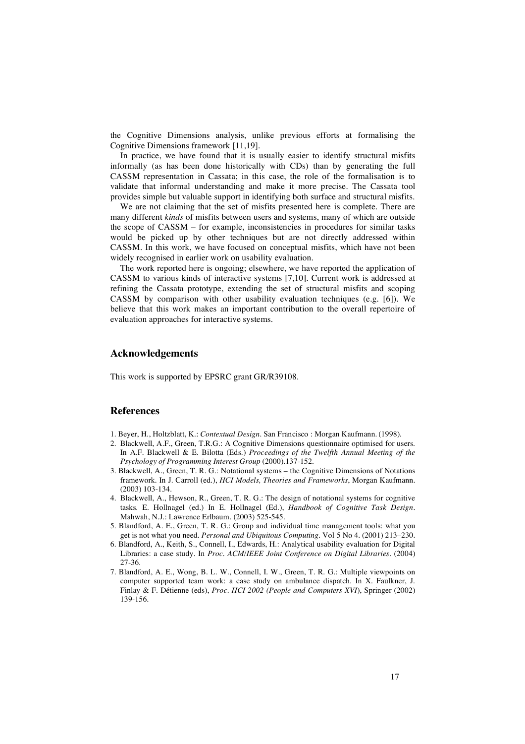the Cognitive Dimensions analysis, unlike previous efforts at formalising the Cognitive Dimensions framework [11,19].

In practice, we have found that it is usually easier to identify structural misfits informally (as has been done historically with CDs) than by generating the full CASSM representation in Cassata; in this case, the role of the formalisation is to validate that informal understanding and make it more precise. The Cassata tool provides simple but valuable support in identifying both surface and structural misfits.

We are not claiming that the set of misfits presented here is complete. There are many different *kinds* of misfits between users and systems, many of which are outside the scope of CASSM – for example, inconsistencies in procedures for similar tasks would be picked up by other techniques but are not directly addressed within CASSM. In this work, we have focused on conceptual misfits, which have not been widely recognised in earlier work on usability evaluation.

The work reported here is ongoing; elsewhere, we have reported the application of CASSM to various kinds of interactive systems [7,10]. Current work is addressed at refining the Cassata prototype, extending the set of structural misfits and scoping CASSM by comparison with other usability evaluation techniques (e.g. [6]). We believe that this work makes an important contribution to the overall repertoire of evaluation approaches for interactive systems.

## Acknowledgements

This work is supported by EPSRC grant GR/R39108.

## References

1. Beyer, H., Holtzblatt, K.: *Contextual Design*. San Francisco : Morgan Kaufmann. (1998).
2. Blackwell, A.F., Green, T.R.G.: A Cognitive Dimensions questionnaire optimised for users. In A.F. Blackwell & E. Bilotta (Eds.) *Proceedings of the Twelfth Annual Meeting of the Psychology of Programming Interest Group* (2000).137-152.
3. Blackwell, A., Green, T. R. G.: Notational systems – the Cognitive Dimensions of Notations framework. In J. Carroll (ed.), *HCI Models, Theories and Frameworks*, Morgan Kaufmann. (2003) 103-134.
4. Blackwell, A., Hewson, R., Green, T. R. G.: The design of notational systems for cognitive tasks. E. Hollnagel (ed.) In E. Hollnagel (Ed.), *Handbook of Cognitive Task Design*. Mahwah, N.J.: Lawrence Erlbaum. (2003) 525-545.
5. Blandford, A. E., Green, T. R. G.: Group and individual time management tools: what you get is not what you need. *Personal and Ubiquitous Computing*. Vol 5 No 4. (2001) 213–230.
6. Blandford, A., Keith, S., Connell, I., Edwards, H.: Analytical usability evaluation for Digital Libraries: a case study. In *Proc. ACM/IEEE Joint Conference on Digital Libraries*. (2004) 27-36.
7. Blandford, A. E., Wong, B. L. W., Connell, I. W., Green, T. R. G.: Multiple viewpoints on computer supported team work: a case study on ambulance dispatch. In X. Faulkner, J. Finlay & F. Détienne (eds), *Proc. HCI 2002 (People and Computers XVI)*, Springer (2002) 139-156.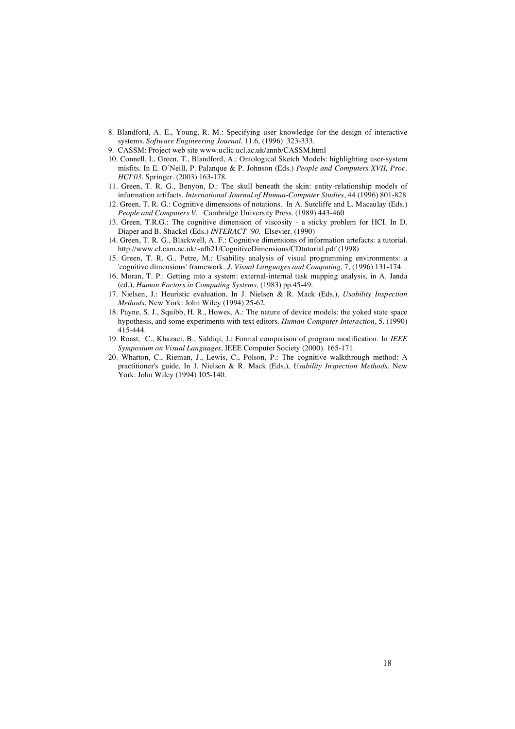8. Blandford, A. E., Young, R. M.: Specifying user knowledge for the design of interactive systems. *Software Engineering Journal*. 11.6, (1996) 323-333.
9. CASSM: Project web site www.uclic.ucl.ac.uk/annb/CASSM.html
10. Connell, I., Green, T., Blandford, A.: Ontological Sketch Models: highlighting user-system misfits. In E. O'Neill, P. Palanque & P. Johnson (Eds.) *People and Computers XVII, Proc. HCI'03*. Springer. (2003) 163-178.
11. Green, T. R. G., Benyon, D.: The skull beneath the skin: entity-relationship models of information artifacts. *International Journal of Human-Computer Studies*, 44 (1996) 801-828
12. Green, T. R. G.: Cognitive dimensions of notations. In A. Sutcliffe and L. Macaulay (Eds.) *People and Computers V*. Cambridge University Press. (1989) 443-460
13. Green, T.R.G.: The cognitive dimension of viscosity - a sticky problem for HCI. In D. Diaper and B. Shackel (Eds.) *INTERACT '90*. Elsevier. (1990)
14. Green, T. R. G., Blackwell, A. F.: Cognitive dimensions of information artefacts: a tutorial. http://www.cl.cam.ac.uk/~afb21/CognitiveDimensions/CDtutorial.pdf (1998)
15. Green, T. R. G., Petre, M.: Usability analysis of visual programming environments: a 'cognitive dimensions' framework. *J. Visual Languages and Computing*, 7, (1996) 131-174.
16. Moran, T. P.: Getting into a system: external-internal task mapping analysis, in A. Janda (ed.), *Human Factors in Computing Systems*, (1983) pp.45-49.
17. Nielsen, J.: Heuristic evaluation. In J. Nielsen & R. Mack (Eds.), *Usability Inspection Methods*, New York: John Wiley (1994) 25-62.
18. Payne, S. J., Squibb, H. R., Howes, A.: The nature of device models: the yoked state space hypothesis, and some experiments with text editors. *Human-Computer Interaction*, 5. (1990) 415-444.
19. Roast, C., Khazaei, B., Siddiqi, J.: Formal comparison of program modification. In *IEEE Symposium on Visual Languages*, IEEE Computer Society (2000). 165-171.
20. Wharton, C., Rieman, J., Lewis, C., Polson, P.: The cognitive walkthrough method: A practitioner's guide. In J. Nielsen & R. Mack (Eds.), *Usability Inspection Methods*. New York: John Wiley (1994) 105-140.